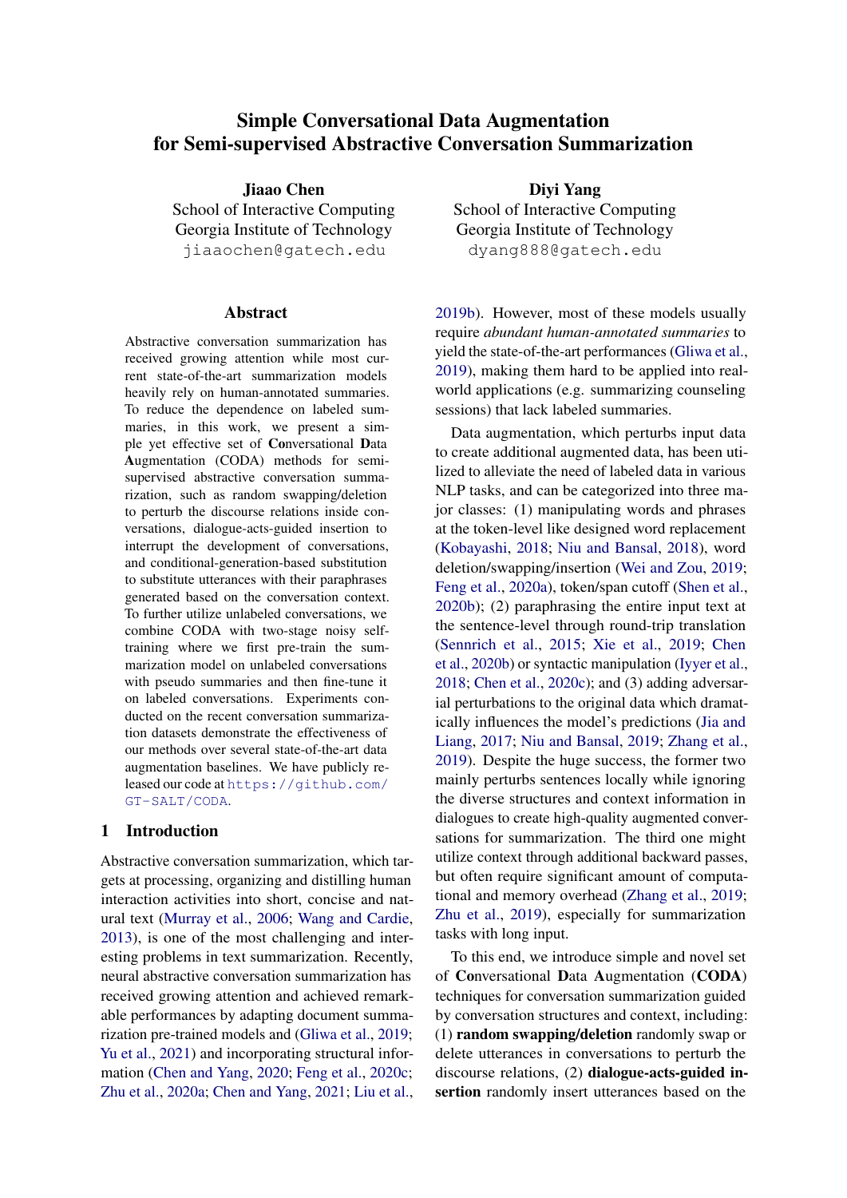# Simple Conversational Data Augmentation for Semi-supervised Abstractive Conversation Summarization

**Jiaao Chen**
School of Interactive Computing
Georgia Institute of Technology
jiaaochen@gatech.edu

**Diyi Yang**
School of Interactive Computing
Georgia Institute of Technology
dyang888@gatech.edu

## Abstract

Abstractive conversation summarization has received growing attention while most current state-of-the-art summarization models heavily rely on human-annotated summaries. To reduce the dependence on labeled summaries, in this work, we present a simple yet effective set of **Co**nversational **D**ata **A**ugmentation (CODA) methods for semi-supervised abstractive conversation summarization, such as random swapping/deletion to perturb the discourse relations inside conversations, dialogue-acts-guided insertion to interrupt the development of conversations, and conditional-generation-based substitution to substitute utterances with their paraphrases generated based on the conversation context. To further utilize unlabeled conversations, we combine CODA with two-stage noisy self-training where we first pre-train the summarization model on unlabeled conversations with pseudo summaries and then fine-tune it on labeled conversations. Experiments conducted on the recent conversation summarization datasets demonstrate the effectiveness of our methods over several state-of-the-art data augmentation baselines. We have publicly released our code at https://github.com/GT-SALT/CODA.

## 1 Introduction

Abstractive conversation summarization, which targets at processing, organizing and distilling human interaction activities into short, concise and natural text (Murray et al., 2006; Wang and Cardie, 2013), is one of the most challenging and interesting problems in text summarization. Recently, neural abstractive conversation summarization has received growing attention and achieved remarkable performances by adapting document summarization pre-trained models and (Gliwa et al., 2019; Yu et al., 2021) and incorporating structural information (Chen and Yang, 2020; Feng et al., 2020c; Zhu et al., 2020a; Chen and Yang, 2021; Liu et al., 2019b). However, most of these models usually require *abundant human-annotated summaries* to yield the state-of-the-art performances (Gliwa et al., 2019), making them hard to be applied into real-world applications (e.g. summarizing counseling sessions) that lack labeled summaries.

Data augmentation, which perturbs input data to create additional augmented data, has been utilized to alleviate the need of labeled data in various NLP tasks, and can be categorized into three major classes: (1) manipulating words and phrases at the token-level like designed word replacement (Kobayashi, 2018; Niu and Bansal, 2018), word deletion/swapping/insertion (Wei and Zou, 2019; Feng et al., 2020a), token/span cutoff (Shen et al., 2020b); (2) paraphrasing the entire input text at the sentence-level through round-trip translation (Sennrich et al., 2015; Xie et al., 2019; Chen et al., 2020b) or syntactic manipulation (Iyyer et al., 2018; Chen et al., 2020c); and (3) adding adversarial perturbations to the original data which dramatically influences the model's predictions (Jia and Liang, 2017; Niu and Bansal, 2019; Zhang et al., 2019). Despite the huge success, the former two mainly perturbs sentences locally while ignoring the diverse structures and context information in dialogues to create high-quality augmented conversations for summarization. The third one might utilize context through additional backward passes, but often require significant amount of computational and memory overhead (Zhang et al., 2019; Zhu et al., 2019), especially for summarization tasks with long input.

To this end, we introduce simple and novel set of **Co**nversational **D**ata **A**ugmentation (**CODA**) techniques for conversation summarization guided by conversation structures and context, including: (1) **random swapping/deletion** randomly swap or delete utterances in conversations to perturb the discourse relations, (2) **dialogue-acts-guided insertion** randomly insert utterances based on the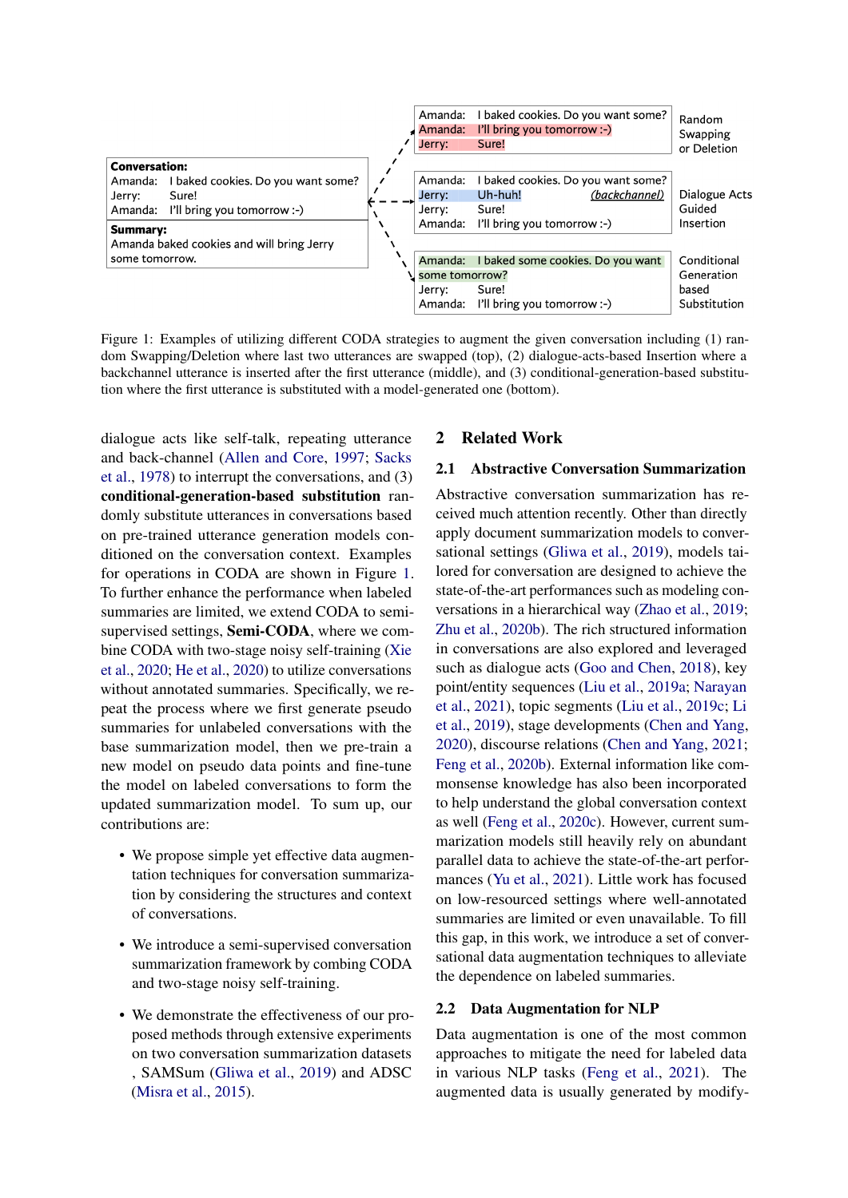Conversation:
Amanda: I baked cookies. Do you want some?
Jerry: Sure!
Amanda: I'll bring you tomorrow :-)

Summary:
Amanda baked cookies and will bring Jerry some tomorrow.

Random Swapping or Deletion:
Amanda: I baked cookies. Do you want some?
Amanda: I'll bring you tomorrow :-)
Jerry: Sure!

Dialogue Acts Guided Insertion:
Amanda: I baked cookies. Do you want some?
Jerry: Uh-huh! *(backchannel)*
Jerry: Sure!
Amanda: I'll bring you tomorrow :-)

Conditional Generation based Substitution:
Amanda: I baked some cookies. Do you want some tomorrow?
Jerry: Sure!
Amanda: I'll bring you tomorrow :-)

Figure 1: Examples of utilizing different CODA strategies to augment the given conversation including (1) random Swapping/Deletion where last two utterances are swapped (top), (2) dialogue-acts-based Insertion where a backchannel utterance is inserted after the first utterance (middle), and (3) conditional-generation-based substitution where the first utterance is substituted with a model-generated one (bottom).

dialogue acts like self-talk, repeating utterance and back-channel (Allen and Core, 1997; Sacks et al., 1978) to interrupt the conversations, and (3) **conditional-generation-based substitution** randomly substitute utterances in conversations based on pre-trained utterance generation models conditioned on the conversation context. Examples for operations in CODA are shown in Figure 1. To further enhance the performance when labeled summaries are limited, we extend CODA to semi-supervised settings, **Semi-CODA**, where we combine CODA with two-stage noisy self-training (Xie et al., 2020; He et al., 2020) to utilize conversations without annotated summaries. Specifically, we repeat the process where we first generate pseudo summaries for unlabeled conversations with the base summarization model, then we pre-train a new model on pseudo data points and fine-tune the model on labeled conversations to form the updated summarization model. To sum up, our contributions are:

- We propose simple yet effective data augmentation techniques for conversation summarization by considering the structures and context of conversations.
- We introduce a semi-supervised conversation summarization framework by combing CODA and two-stage noisy self-training.
- We demonstrate the effectiveness of our proposed methods through extensive experiments on two conversation summarization datasets , SAMSum (Gliwa et al., 2019) and ADSC (Misra et al., 2015).

## 2 Related Work

### 2.1 Abstractive Conversation Summarization

Abstractive conversation summarization has received much attention recently. Other than directly apply document summarization models to conversational settings (Gliwa et al., 2019), models tailored for conversation are designed to achieve the state-of-the-art performances such as modeling conversations in a hierarchical way (Zhao et al., 2019; Zhu et al., 2020b). The rich structured information in conversations are also explored and leveraged such as dialogue acts (Goo and Chen, 2018), key point/entity sequences (Liu et al., 2019a; Narayan et al., 2021), topic segments (Liu et al., 2019c; Li et al., 2019), stage developments (Chen and Yang, 2020), discourse relations (Chen and Yang, 2021; Feng et al., 2020b). External information like commonsense knowledge has also been incorporated to help understand the global conversation context as well (Feng et al., 2020c). However, current summarization models still heavily rely on abundant parallel data to achieve the state-of-the-art performances (Yu et al., 2021). Little work has focused on low-resourced settings where well-annotated summaries are limited or even unavailable. To fill this gap, in this work, we introduce a set of conversational data augmentation techniques to alleviate the dependence on labeled summaries.

### 2.2 Data Augmentation for NLP

Data augmentation is one of the most common approaches to mitigate the need for labeled data in various NLP tasks (Feng et al., 2021). The augmented data is usually generated by modify-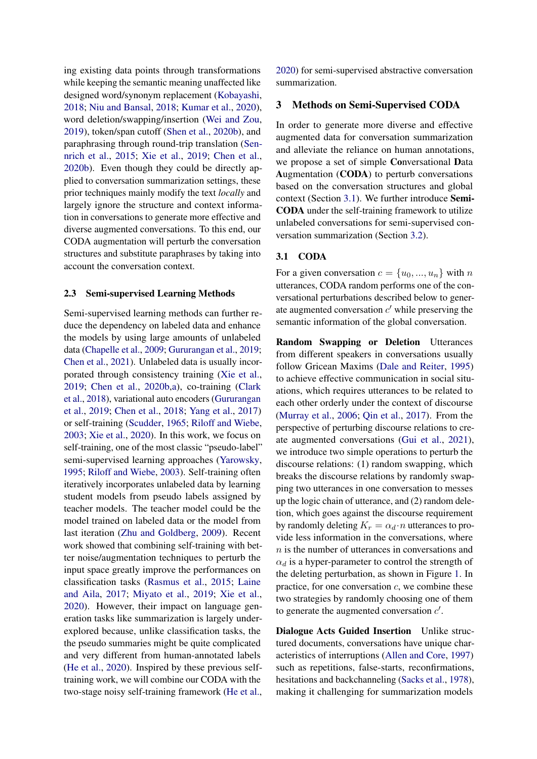ing existing data points through transformations while keeping the semantic meaning unaffected like designed word/synonym replacement (Kobayashi, 2018; Niu and Bansal, 2018; Kumar et al., 2020), word deletion/swapping/insertion (Wei and Zou, 2019), token/span cutoff (Shen et al., 2020b), and paraphrasing through round-trip translation (Sennrich et al., 2015; Xie et al., 2019; Chen et al., 2020b). Even though they could be directly applied to conversation summarization settings, these prior techniques mainly modify the text *locally* and largely ignore the structure and context information in conversations to generate more effective and diverse augmented conversations. To this end, our CODA augmentation will perturb the conversation structures and substitute paraphrases by taking into account the conversation context.

### 2.3 Semi-supervised Learning Methods

Semi-supervised learning methods can further reduce the dependency on labeled data and enhance the models by using large amounts of unlabeled data (Chapelle et al., 2009; Gururangan et al., 2019; Chen et al., 2021). Unlabeled data is usually incorporated through consistency training (Xie et al., 2019; Chen et al., 2020b,a), co-training (Clark et al., 2018), variational auto encoders (Gururangan et al., 2019; Chen et al., 2018; Yang et al., 2017) or self-training (Scudder, 1965; Riloff and Wiebe, 2003; Xie et al., 2020). In this work, we focus on self-training, one of the most classic "pseudo-label" semi-supervised learning approaches (Yarowsky, 1995; Riloff and Wiebe, 2003). Self-training often iteratively incorporates unlabeled data by learning student models from pseudo labels assigned by teacher models. The teacher model could be the model trained on labeled data or the model from last iteration (Zhu and Goldberg, 2009). Recent work showed that combining self-training with better noise/augmentation techniques to perturb the input space greatly improve the performances on classification tasks (Rasmus et al., 2015; Laine and Aila, 2017; Miyato et al., 2019; Xie et al., 2020). However, their impact on language generation tasks like summarization is largely underexplored because, unlike classification tasks, the the pseudo summaries might be quite complicated and very different from human-annotated labels (He et al., 2020). Inspired by these previous self-training work, we will combine our CODA with the two-stage noisy self-training framework (He et al., 2020) for semi-supervised abstractive conversation summarization.

## 3 Methods on Semi-Supervised CODA

In order to generate more diverse and effective augmented data for conversation summarization and alleviate the reliance on human annotations, we propose a set of simple **Co**nversational **D**ata **A**ugmentation (**CODA**) to perturb conversations based on the conversation structures and global context (Section 3.1). We further introduce **Semi-CODA** under the self-training framework to utilize unlabeled conversations for semi-supervised conversation summarization (Section 3.2).

### 3.1 CODA

For a given conversation $c = \{u_0, ..., u_n\}$ with $n$ utterances, CODA random performs one of the conversational perturbations described below to generate augmented conversation $c'$ while preserving the semantic information of the global conversation.

**Random Swapping or Deletion** Utterances from different speakers in conversations usually follow Gricean Maxims (Dale and Reiter, 1995) to achieve effective communication in social situations, which requires utterances to be related to each other orderly under the context of discourse (Murray et al., 2006; Qin et al., 2017). From the perspective of perturbing discourse relations to create augmented conversations (Gui et al., 2021), we introduce two simple operations to perturb the discourse relations: (1) random swapping, which breaks the discourse relations by randomly swapping two utterances in one conversation to messes up the logic chain of utterance, and (2) random deletion, which goes against the discourse requirement by randomly deleting $K_r = \alpha_d \cdot n$ utterances to provide less information in the conversations, where $n$ is the number of utterances in conversations and $\alpha_d$ is a hyper-parameter to control the strength of the deleting perturbation, as shown in Figure 1. In practice, for one conversation $c$, we combine these two strategies by randomly choosing one of them to generate the augmented conversation $c'$.

**Dialogue Acts Guided Insertion** Unlike structured documents, conversations have unique characteristics of interruptions (Allen and Core, 1997) such as repetitions, false-starts, reconfirmations, hesitations and backchanneling (Sacks et al., 1978), making it challenging for summarization models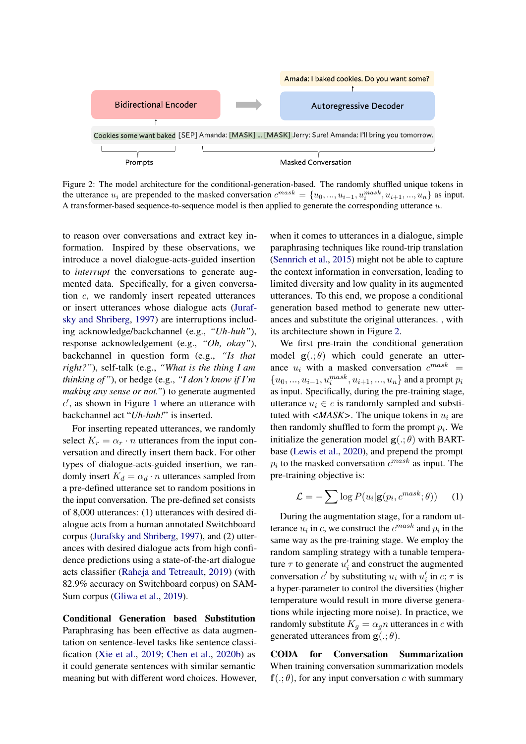Bidirectional Encoder

Autoregressive Decoder

Amada: I baked cookies. Do you want some?

Cookies some want baked [SEP] Amanda: [MASK] ... [MASK] Jerry: Sure! Amanda: I'll bring you tomorrow.

Prompts

Masked Conversation

Figure 2: The model architecture for the conditional-generation-based. The randomly shuffled unique tokens in the utterance $u_i$ are prepended to the masked conversation $c^{mask} = \{u_0, ..., u_{i-1}, u_i^{mask}, u_{i+1}, ..., u_n\}$ as input. A transformer-based sequence-to-sequence model is then applied to generate the corresponding utterance $u$.

to reason over conversations and extract key information. Inspired by these observations, we introduce a novel dialogue-acts-guided insertion to *interrupt* the conversations to generate augmented data. Specifically, for a given conversation $c$, we randomly insert repeated utterances or insert utterances whose dialogue acts (Jurafsky and Shriberg, 1997) are interruptions including acknowledge/backchannel (e.g., *"Uh-huh"*), response acknowledgement (e.g., *"Oh, okay"*), backchannel in question form (e.g., *"Is that right?"*), self-talk (e.g., *"What is the thing I am thinking of"*), or hedge (e.g., *"I don't know if I'm making any sense or not."*) to generate augmented $c'$, as shown in Figure 1 where an utterance with backchannel act "*Uh-huh!*" is inserted.

For inserting repeated utterances, we randomly select $K_r = \alpha_r \cdot n$ utterances from the input conversation and directly insert them back. For other types of dialogue-acts-guided insertion, we randomly insert $K_d = \alpha_d \cdot n$ utterances sampled from a pre-defined utterance set to random positions in the input conversation. The pre-defined set consists of 8,000 utterances: (1) utterances with desired dialogue acts from a human annotated Switchboard corpus (Jurafsky and Shriberg, 1997), and (2) utterances with desired dialogue acts from high confidence predictions using a state-of-the-art dialogue acts classifier (Raheja and Tetreault, 2019) (with 82.9% accuracy on Switchboard corpus) on SAMSum corpus (Gliwa et al., 2019).

**Conditional Generation based Substitution** Paraphrasing has been effective as data augmentation on sentence-level tasks like sentence classification (Xie et al., 2019; Chen et al., 2020b) as it could generate sentences with similar semantic meaning but with different word choices. However, when it comes to utterances in a dialogue, simple paraphrasing techniques like round-trip translation (Sennrich et al., 2015) might not be able to capture the context information in conversation, leading to limited diversity and low quality in its augmented utterances. To this end, we propose a conditional generation based method to generate new utterances and substitute the original utterances. , with its architecture shown in Figure 2.

We first pre-train the conditional generation model $\mathbf{g}(.;\theta)$ which could generate an utterance $u_i$ with a masked conversation $c^{mask} = \{u_0, ..., u_{i-1}, u_i^{mask}, u_{i+1}, ..., u_n\}$ and a prompt $p_i$ as input. Specifically, during the pre-training stage, utterance $u_i \in c$ is randomly sampled and substituted with *<MASK>*. The unique tokens in $u_i$ are then randomly shuffled to form the prompt $p_i$. We initialize the generation model $\mathbf{g}(.;\theta)$ with BART-base (Lewis et al., 2020), and prepend the prompt $p_i$ to the masked conversation $c^{mask}$ as input. The pre-training objective is:

$$\mathcal{L} = -\sum \log P(u_i|\mathbf{g}(p_i, c^{mask}; \theta)) \quad (1)$$

During the augmentation stage, for a random utterance $u_i$ in $c$, we construct the $c^{mask}$ and $p_i$ in the same way as the pre-training stage. We employ the random sampling strategy with a tunable temperature $\tau$ to generate $u_i'$ and construct the augmented conversation $c'$ by substituting $u_i$ with $u_i'$ in $c$; $\tau$ is a hyper-parameter to control the diversities (higher temperature would result in more diverse generations while injecting more noise). In practice, we randomly substitute $K_g = \alpha_g n$ utterances in $c$ with generated utterances from $\mathbf{g}(.;\theta)$.

**CODA for Conversation Summarization** When training conversation summarization models $\mathbf{f}(.;\theta)$, for any input conversation $c$ with summary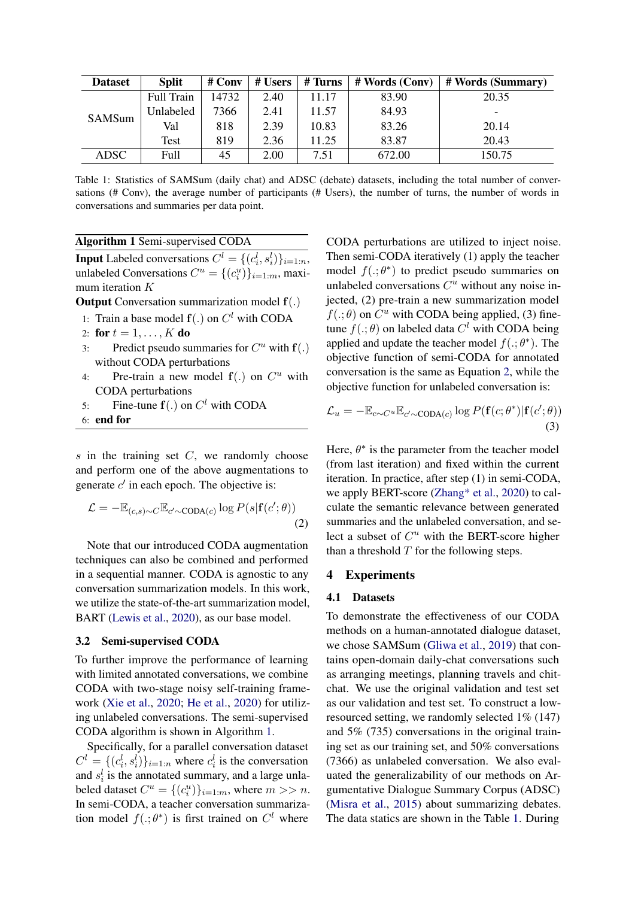| Dataset | Split | # Conv | # Users | # Turns | # Words (Conv) | # Words (Summary) |
|---|---|---|---|---|---|---|
| SAMSum | Full Train | 14732 | 2.40 | 11.17 | 83.90 | 20.35 |
| | Unlabeled | 7366 | 2.41 | 11.57 | 84.93 | - |
| | Val | 818 | 2.39 | 10.83 | 83.26 | 20.14 |
| | Test | 819 | 2.36 | 11.25 | 83.87 | 20.43 |
| ADSC | Full | 45 | 2.00 | 7.51 | 672.00 | 150.75 |

Table 1: Statistics of SAMSum (daily chat) and ADSC (debate) datasets, including the total number of conversations (# Conv), the average number of participants (# Users), the number of turns, the number of words in conversations and summaries per data point.

**Algorithm 1** Semi-supervised CODA

**Input** Labeled conversations $C^l = \{(c_i^l, s_i^l)\}_{i=1:n}$, unlabeled Conversations $C^u = \{(c_i^u)\}_{i=1:m}$, maximum iteration $K$

**Output** Conversation summarization model $\mathbf{f}(.)$

1: Train a base model $\mathbf{f}(.)$ on $C^l$ with CODA
2: **for** $t = 1, \ldots, K$ **do**
3: Predict pseudo summaries for $C^u$ with $\mathbf{f}(.)$ without CODA perturbations
4: Pre-train a new model $\mathbf{f}(.)$ on $C^u$ with CODA perturbations
5: Fine-tune $\mathbf{f}(.)$ on $C^l$ with CODA
6: **end for**

$s$ in the training set $C$, we randomly choose and perform one of the above augmentations to generate $c'$ in each epoch. The objective is:

$$\mathcal{L} = -\mathbb{E}_{(c,s)\sim C}\mathbb{E}_{c'\sim \text{CODA}(c)} \log P(s|\mathbf{f}(c';\theta)) \tag{2}$$

Note that our introduced CODA augmentation techniques can also be combined and performed in a sequential manner. CODA is agnostic to any conversation summarization models. In this work, we utilize the state-of-the-art summarization model, BART (Lewis et al., 2020), as our base model.

### 3.2 Semi-supervised CODA

To further improve the performance of learning with limited annotated conversations, we combine CODA with two-stage noisy self-training framework (Xie et al., 2020; He et al., 2020) for utilizing unlabeled conversations. The semi-supervised CODA algorithm is shown in Algorithm 1.

Specifically, for a parallel conversation dataset $C^l = \{(c_i^l, s_i^l)\}_{i=1:n}$ where $c_i^l$ is the conversation and $s_i^l$ is the annotated summary, and a large unlabeled dataset $C^u = \{(c_i^u)\}_{i=1:m}$, where $m >> n$. In semi-CODA, a teacher conversation summarization model $f(.;\theta^*)$ is first trained on $C^l$ where CODA perturbations are utilized to inject noise. Then semi-CODA iteratively (1) apply the teacher model $f(.;\theta^*)$ to predict pseudo summaries on unlabeled conversations $C^u$ without any noise injected, (2) pre-train a new summarization model $f(.;\theta)$ on $C^u$ with CODA being applied, (3) fine-tune $f(.;\theta)$ on labeled data $C^l$ with CODA being applied and update the teacher model $f(.;\theta^*)$. The objective function of semi-CODA for annotated conversation is the same as Equation 2, while the objective function for unlabeled conversation is:

$$\mathcal{L}_u = -\mathbb{E}_{c\sim C^u}\mathbb{E}_{c'\sim \text{CODA}(c)} \log P(\mathbf{f}(c;\theta^*)|\mathbf{f}(c';\theta)) \tag{3}$$

Here, $\theta^*$ is the parameter from the teacher model (from last iteration) and fixed within the current iteration. In practice, after step (1) in semi-CODA, we apply BERT-score (Zhang* et al., 2020) to calculate the semantic relevance between generated summaries and the unlabeled conversation, and select a subset of $C^u$ with the BERT-score higher than a threshold $T$ for the following steps.

## 4 Experiments

### 4.1 Datasets

To demonstrate the effectiveness of our CODA methods on a human-annotated dialogue dataset, we chose SAMSum (Gliwa et al., 2019) that contains open-domain daily-chat conversations such as arranging meetings, planning travels and chit-chat. We use the original validation and test set as our validation and test set. To construct a low-resourced setting, we randomly selected 1% (147) and 5% (735) conversations in the original training set as our training set, and 50% conversations (7366) as unlabeled conversation. We also evaluated the generalizability of our methods on Argumentative Dialogue Summary Corpus (ADSC) (Misra et al., 2015) about summarizing debates. The data statics are shown in the Table 1. During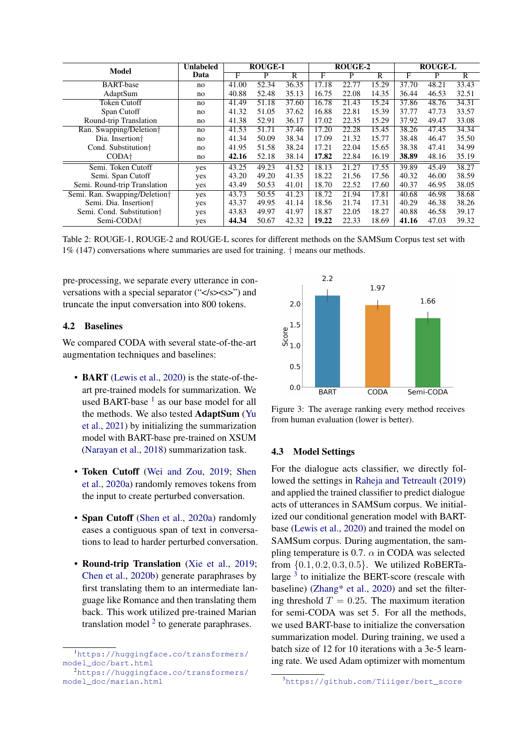| Model | Unlabeled Data | ROUGE-1 | | | ROUGE-2 | | | ROUGE-L | | |
|---|---|---|---|---|---|---|---|---|---|---|
| | | F | P | R | F | P | R | F | P | R |
| BART-base | no | 41.00 | 52.34 | 36.35 | 17.18 | 22.77 | 15.29 | 37.70 | 48.21 | 33.43 |
| AdaptSum | no | 40.88 | 52.48 | 35.13 | 16.75 | 22.08 | 14.35 | 36.44 | 46.53 | 32.51 |
| Token Cutoff | no | 41.49 | 51.18 | 37.60 | 16.78 | 21.43 | 15.24 | 37.86 | 48.76 | 34.31 |
| Span Cutoff | no | 41.32 | 51.05 | 37.62 | 16.88 | 22.81 | 15.39 | 37.77 | 47.73 | 33.57 |
| Round-trip Translation | no | 41.38 | 52.91 | 36.17 | 17.02 | 22.35 | 15.29 | 37.92 | 49.47 | 33.08 |
| Ran. Swapping/Deletion† | no | 41.53 | 51.71 | 37.46 | 17.20 | 22.28 | 15.45 | 38.26 | 47.45 | 34.34 |
| Dia. Insertion† | no | 41.34 | 50.09 | 38.34 | 17.09 | 21.32 | 15.77 | 38.48 | 46.47 | 35.50 |
| Cond. Substitution† | no | 41.95 | 51.58 | 38.24 | 17.21 | 22.04 | 15.65 | 38.38 | 47.41 | 34.99 |
| CODA† | no | **42.16** | 52.18 | 38.14 | **17.82** | 22.84 | 16.19 | **38.89** | 48.16 | 35.19 |
| Semi. Token Cutoff | yes | 43.25 | 49.23 | 41.52 | 18.13 | 21.27 | 17.55 | 39.89 | 45.49 | 38.27 |
| Semi. Span Cutoff | yes | 43.20 | 49.20 | 41.35 | 18.22 | 21.56 | 17.56 | 40.32 | 46.00 | 38.59 |
| Semi. Round-trip Translation | yes | 43.49 | 50.53 | 41.01 | 18.70 | 22.52 | 18.05 | 40.37 | 46.95 | 38.05 |
| Semi. Ran. Swapping/Deletion† | yes | 43.73 | 50.55 | 41.23 | 18.72 | 21.94 | 17.81 | 40.68 | 46.98 | 38.68 |
| Semi. Dia. Insertion† | yes | 43.37 | 49.95 | 41.14 | 18.56 | 21.74 | 17.31 | 40.29 | 46.38 | 38.26 |
| Semi. Cond. Substitution† | yes | 43.83 | 49.97 | 41.97 | 18.87 | 22.05 | 18.27 | 40.88 | 46.58 | 39.17 |
| Semi-CODA† | yes | **44.34** | 50.67 | 42.32 | **19.22** | 22.33 | 18.69 | **41.16** | 47.03 | 39.32 |

Table 2: ROUGE-1, ROUGE-2 and ROUGE-L scores for different methods on the SAMSum Corpus test set with 1% (147) conversations where summaries are used for training. † means our methods.

pre-processing, we separate every utterance in conversations with a special separator ("</s><s>") and truncate the input conversation into 800 tokens.

## 4.2 Baselines

We compared CODA with several state-of-the-art augmentation techniques and baselines:

- **BART** (Lewis et al., 2020) is the state-of-the-art pre-trained models for summarization. We used BART-base [1] as our base model for all the methods. We also tested **AdaptSum** (Yu et al., 2021) by initializing the summarization model with BART-base pre-trained on XSUM (Narayan et al., 2018) summarization task.
- **Token Cutoff** (Wei and Zou, 2019; Shen et al., 2020a) randomly removes tokens from the input to create perturbed conversation.
- **Span Cutoff** (Shen et al., 2020a) randomly eases a contiguous span of text in conversations to lead to harder perturbed conversation.
- **Round-trip Translation** (Xie et al., 2019; Chen et al., 2020b) generate paraphrases by first translating them to an intermediate language like Romance and then translating them back. This work utilized pre-trained Marian translation model [2] to generate paraphrases.

[1] https://huggingface.co/transformers/model_doc/bart.html

[2] https://huggingface.co/transformers/model_doc/marian.html

| | BART | CODA | Semi-CODA |
|---|---|---|---|
| Score | 2.2 | 1.97 | 1.66 |

Figure 3: The average ranking every method receives from human evaluation (lower is better).

## 4.3 Model Settings

For the dialogue acts classifier, we directly followed the settings in Raheja and Tetreault (2019) and applied the trained classifier to predict dialogue acts of utterances in SAMSum corpus. We initialized our conditional generation model with BART-base (Lewis et al., 2020) and trained the model on SAMSum corpus. During augmentation, the sampling temperature is 0.7. $\alpha$ in CODA was selected from $\{0.1, 0.2, 0.3, 0.5\}$. We utilized RoBERTa-large [3] to initialize the BERT-score (rescale with baseline) (Zhang* et al., 2020) and set the filtering threshold $T = 0.25$. The maximum iteration for semi-CODA was set 5. For all the methods, we used BART-base to initialize the conversation summarization model. During training, we used a batch size of 12 for 10 iterations with a 3e-5 learning rate. We used Adam optimizer with momentum

[3] https://github.com/Tiiiger/bert_score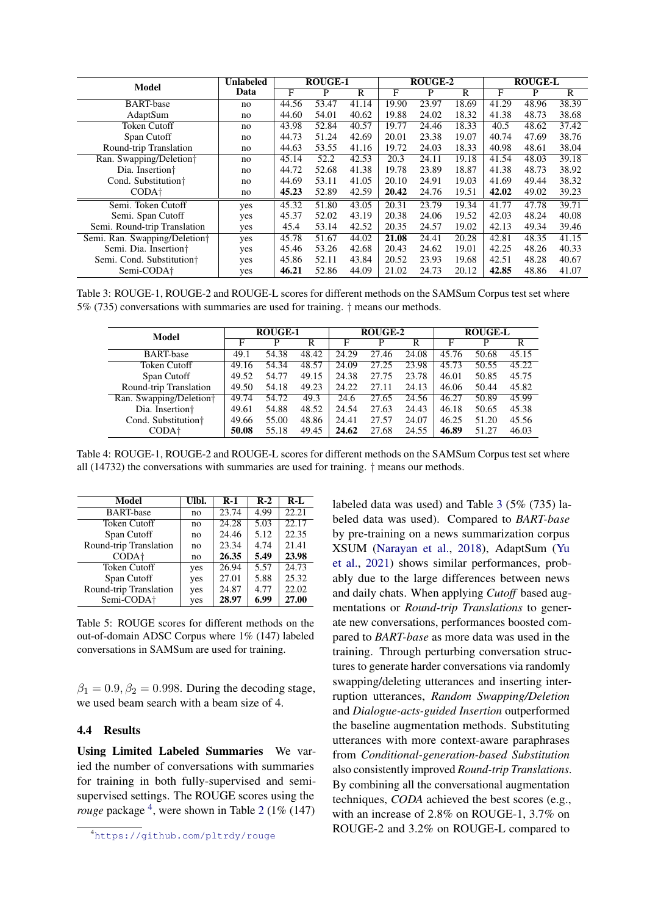| Model | Unlabeled Data | ROUGE-1 | | | ROUGE-2 | | | ROUGE-L | | |
|---|---|---|---|---|---|---|---|---|---|---|
| | | F | P | R | F | P | R | F | P | R |
| BART-base | no | 44.56 | 53.47 | 41.14 | 19.90 | 23.97 | 18.69 | 41.29 | 48.96 | 38.39 |
| AdaptSum | no | 44.60 | 54.01 | 40.62 | 19.88 | 24.02 | 18.32 | 41.38 | 48.73 | 38.68 |
| Token Cutoff | no | 43.98 | 52.84 | 40.57 | 19.77 | 24.46 | 18.33 | 40.5 | 48.62 | 37.42 |
| Span Cutoff | no | 44.73 | 51.24 | 42.69 | 20.01 | 23.38 | 19.07 | 40.74 | 47.69 | 38.76 |
| Round-trip Translation | no | 44.63 | 53.55 | 41.16 | 19.72 | 24.03 | 18.33 | 40.98 | 48.61 | 38.04 |
| Ran. Swapping/Deletion† | no | 45.14 | 52.2 | 42.53 | 20.3 | 24.11 | 19.18 | 41.54 | 48.03 | 39.18 |
| Dia. Insertion† | no | 44.72 | 52.68 | 41.38 | 19.78 | 23.89 | 18.87 | 41.38 | 48.73 | 38.92 |
| Cond. Substitution† | no | 44.69 | 53.11 | 41.05 | 20.10 | 24.91 | 19.03 | 41.69 | 49.44 | 38.32 |
| CODA† | no | **45.23** | 52.89 | 42.59 | **20.42** | 24.76 | 19.51 | **42.02** | 49.02 | 39.23 |
| Semi. Token Cutoff | yes | 45.32 | 51.80 | 43.05 | 20.31 | 23.79 | 19.34 | 41.77 | 47.78 | 39.71 |
| Semi. Span Cutoff | yes | 45.37 | 52.02 | 43.19 | 20.38 | 24.06 | 19.52 | 42.03 | 48.24 | 40.08 |
| Semi. Round-trip Translation | yes | 45.4 | 53.14 | 42.52 | 20.35 | 24.57 | 19.02 | 42.13 | 49.34 | 39.46 |
| Semi. Ran. Swapping/Deletion† | yes | 45.78 | 51.67 | 44.02 | **21.08** | 24.41 | 20.28 | 42.81 | 48.35 | 41.15 |
| Semi. Dia. Insertion† | yes | 45.46 | 53.26 | 42.68 | 20.43 | 24.62 | 19.01 | 42.25 | 48.26 | 40.33 |
| Semi. Cond. Substitution† | yes | 45.86 | 52.11 | 43.84 | 20.52 | 23.93 | 19.68 | 42.51 | 48.28 | 40.67 |
| Semi-CODA† | yes | **46.21** | 52.86 | 44.09 | 21.02 | 24.73 | 20.12 | **42.85** | 48.86 | 41.07 |

Table 3: ROUGE-1, ROUGE-2 and ROUGE-L scores for different methods on the SAMSum Corpus test set where 5% (735) conversations with summaries are used for training. † means our methods.

| Model | ROUGE-1 | | | ROUGE-2 | | | ROUGE-L | | |
|---|---|---|---|---|---|---|---|---|---|
| | F | P | R | F | P | R | F | P | R |
| BART-base | 49.1 | 54.38 | 48.42 | 24.29 | 27.46 | 24.08 | 45.76 | 50.68 | 45.15 |
| Token Cutoff | 49.16 | 54.34 | 48.57 | 24.09 | 27.25 | 23.98 | 45.73 | 50.55 | 45.22 |
| Span Cutoff | 49.52 | 54.77 | 49.15 | 24.38 | 27.75 | 23.78 | 46.01 | 50.85 | 45.75 |
| Round-trip Translation | 49.50 | 54.18 | 49.23 | 24.22 | 27.11 | 24.13 | 46.06 | 50.44 | 45.82 |
| Ran. Swapping/Deletion† | 49.74 | 54.72 | 49.3 | 24.6 | 27.65 | 24.56 | 46.27 | 50.89 | 45.99 |
| Dia. Insertion† | 49.61 | 54.88 | 48.52 | 24.54 | 27.63 | 24.43 | 46.18 | 50.65 | 45.38 |
| Cond. Substitution† | 49.66 | 55.00 | 48.86 | 24.41 | 27.57 | 24.07 | 46.25 | 51.20 | 45.56 |
| CODA† | **50.08** | 55.18 | 49.45 | **24.62** | 27.68 | 24.55 | **46.89** | 51.27 | 46.03 |

Table 4: ROUGE-1, ROUGE-2 and ROUGE-L scores for different methods on the SAMSum Corpus test set where all (14732) the conversations with summaries are used for training. † means our methods.

| Model | Ulbl. | R-1 | R-2 | R-L |
|---|---|---|---|---|
| BART-base | no | 23.74 | 4.99 | 22.21 |
| Token Cutoff | no | 24.28 | 5.03 | 22.17 |
| Span Cutoff | no | 24.46 | 5.12 | 22.35 |
| Round-trip Translation | no | 23.34 | 4.74 | 21.41 |
| CODA† | no | **26.35** | **5.49** | **23.98** |
| Token Cutoff | yes | 26.94 | 5.57 | 24.73 |
| Span Cutoff | yes | 27.01 | 5.88 | 25.32 |
| Round-trip Translation | yes | 24.87 | 4.77 | 22.02 |
| Semi-CODA† | yes | **28.97** | **6.99** | **27.00** |

Table 5: ROUGE scores for different methods on the out-of-domain ADSC Corpus where 1% (147) labeled conversations in SAMSum are used for training.

$\beta_1 = 0.9, \beta_2 = 0.998$. During the decoding stage, we used beam search with a beam size of 4.

### 4.4 Results

**Using Limited Labeled Summaries** We varied the number of conversations with summaries for training in both fully-supervised and semi-supervised settings. The ROUGE scores using the *rouge* package [4], were shown in Table 2 (1% (147) labeled data was used) and Table 3 (5% (735) labeled data was used). Compared to *BART-base* by pre-training on a news summarization corpus XSUM (Narayan et al., 2018), AdaptSum (Yu et al., 2021) shows similar performances, probably due to the large differences between news and daily chats. When applying *Cutoff* based augmentations or *Round-trip Translations* to generate new conversations, performances boosted compared to *BART-base* as more data was used in the training. Through perturbing conversation structures to generate harder conversations via randomly swapping/deleting utterances and inserting interruption utterances, *Random Swapping/Deletion* and *Dialogue-acts-guided Insertion* outperformed the baseline augmentation methods. Substituting utterances with more context-aware paraphrases from *Conditional-generation-based Substitution* also consistently improved *Round-trip Translations*. By combining all the conversational augmentation techniques, *CODA* achieved the best scores (e.g., with an increase of 2.8% on ROUGE-1, 3.7% on ROUGE-2 and 3.2% on ROUGE-L compared to

[4] https://github.com/pltrdy/rouge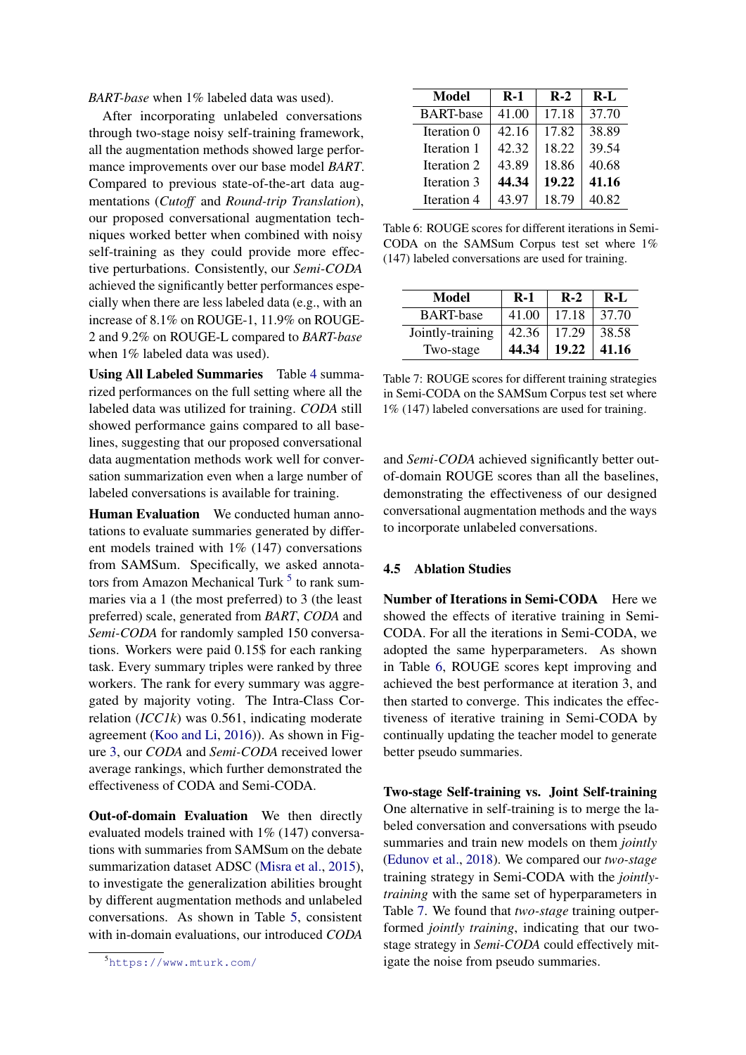*BART-base* when 1% labeled data was used).

After incorporating unlabeled conversations through two-stage noisy self-training framework, all the augmentation methods showed large performance improvements over our base model *BART*. Compared to previous state-of-the-art data augmentations (*Cutoff* and *Round-trip Translation*), our proposed conversational augmentation techniques worked better when combined with noisy self-training as they could provide more effective perturbations. Consistently, our *Semi-CODA* achieved the significantly better performances especially when there are less labeled data (e.g., with an increase of 8.1% on ROUGE-1, 11.9% on ROUGE-2 and 9.2% on ROUGE-L compared to *BART-base* when 1% labeled data was used).

**Using All Labeled Summaries** Table 4 summarized performances on the full setting where all the labeled data was utilized for training. *CODA* still showed performance gains compared to all baselines, suggesting that our proposed conversational data augmentation methods work well for conversation summarization even when a large number of labeled conversations is available for training.

**Human Evaluation** We conducted human annotations to evaluate summaries generated by different models trained with 1% (147) conversations from SAMSum. Specifically, we asked annotators from Amazon Mechanical Turk [5] to rank summaries via a 1 (the most preferred) to 3 (the least preferred) scale, generated from *BART*, *CODA* and *Semi-CODA* for randomly sampled 150 conversations. Workers were paid 0.15$ for each ranking task. Every summary triples were ranked by three workers. The rank for every summary was aggregated by majority voting. The Intra-Class Correlation (*ICC1k*) was 0.561, indicating moderate agreement (Koo and Li, 2016)). As shown in Figure 3, our *CODA* and *Semi-CODA* received lower average rankings, which further demonstrated the effectiveness of CODA and Semi-CODA.

**Out-of-domain Evaluation** We then directly evaluated models trained with 1% (147) conversations with summaries from SAMSum on the debate summarization dataset ADSC (Misra et al., 2015), to investigate the generalization abilities brought by different augmentation methods and unlabeled conversations. As shown in Table 5, consistent with in-domain evaluations, our introduced *CODA* and *Semi-CODA* achieved significantly better out-of-domain ROUGE scores than all the baselines, demonstrating the effectiveness of our designed conversational augmentation methods and the ways to incorporate unlabeled conversations.

[5] https://www.mturk.com/

| Model | R-1 | R-2 | R-L |
|---|---|---|---|
| BART-base | 41.00 | 17.18 | 37.70 |
| Iteration 0 | 42.16 | 17.82 | 38.89 |
| Iteration 1 | 42.32 | 18.22 | 39.54 |
| Iteration 2 | 43.89 | 18.86 | 40.68 |
| Iteration 3 | **44.34** | **19.22** | **41.16** |
| Iteration 4 | 43.97 | 18.79 | 40.82 |

Table 6: ROUGE scores for different iterations in Semi-CODA on the SAMSum Corpus test set where 1% (147) labeled conversations are used for training.

| Model | R-1 | R-2 | R-L |
|---|---|---|---|
| BART-base | 41.00 | 17.18 | 37.70 |
| Jointly-training | 42.36 | 17.29 | 38.58 |
| Two-stage | **44.34** | **19.22** | **41.16** |

Table 7: ROUGE scores for different training strategies in Semi-CODA on the SAMSum Corpus test set where 1% (147) labeled conversations are used for training.

### 4.5 Ablation Studies

**Number of Iterations in Semi-CODA** Here we showed the effects of iterative training in Semi-CODA. For all the iterations in Semi-CODA, we adopted the same hyperparameters. As shown in Table 6, ROUGE scores kept improving and achieved the best performance at iteration 3, and then started to converge. This indicates the effectiveness of iterative training in Semi-CODA by continually updating the teacher model to generate better pseudo summaries.

**Two-stage Self-training vs. Joint Self-training** One alternative in self-training is to merge the labeled conversation and conversations with pseudo summaries and train new models on them *jointly* (Edunov et al., 2018). We compared our *two-stage* training strategy in Semi-CODA with the *jointly-training* with the same set of hyperparameters in Table 7. We found that *two-stage* training outperformed *jointly training*, indicating that our two-stage strategy in *Semi-CODA* could effectively mitigate the noise from pseudo summaries.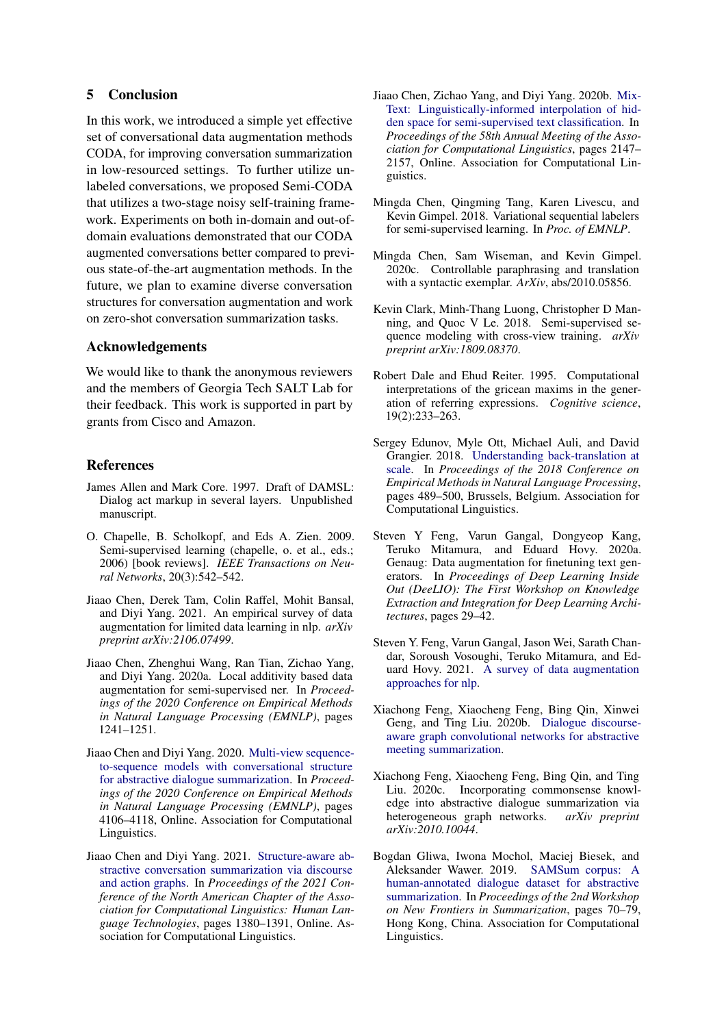## 5 Conclusion

In this work, we introduced a simple yet effective set of conversational data augmentation methods CODA, for improving conversation summarization in low-resourced settings. To further utilize unlabeled conversations, we proposed Semi-CODA that utilizes a two-stage noisy self-training framework. Experiments on both in-domain and out-of-domain evaluations demonstrated that our CODA augmented conversations better compared to previous state-of-the-art augmentation methods. In the future, we plan to examine diverse conversation structures for conversation augmentation and work on zero-shot conversation summarization tasks.

## Acknowledgements

We would like to thank the anonymous reviewers and the members of Georgia Tech SALT Lab for their feedback. This work is supported in part by grants from Cisco and Amazon.

## References

James Allen and Mark Core. 1997. Draft of DAMSL: Dialog act markup in several layers. Unpublished manuscript.

O. Chapelle, B. Scholkopf, and Eds A. Zien. 2009. Semi-supervised learning (chapelle, o. et al., eds.; 2006) [book reviews]. *IEEE Transactions on Neural Networks*, 20(3):542–542.

Jiaao Chen, Derek Tam, Colin Raffel, Mohit Bansal, and Diyi Yang. 2021. An empirical survey of data augmentation for limited data learning in nlp. *arXiv preprint arXiv:2106.07499*.

Jiaao Chen, Zhenghui Wang, Ran Tian, Zichao Yang, and Diyi Yang. 2020a. Local additivity based data augmentation for semi-supervised ner. In *Proceedings of the 2020 Conference on Empirical Methods in Natural Language Processing (EMNLP)*, pages 1241–1251.

Jiaao Chen and Diyi Yang. 2020. Multi-view sequence-to-sequence models with conversational structure for abstractive dialogue summarization. In *Proceedings of the 2020 Conference on Empirical Methods in Natural Language Processing (EMNLP)*, pages 4106–4118, Online. Association for Computational Linguistics.

Jiaao Chen and Diyi Yang. 2021. Structure-aware abstractive conversation summarization via discourse and action graphs. In *Proceedings of the 2021 Conference of the North American Chapter of the Association for Computational Linguistics: Human Language Technologies*, pages 1380–1391, Online. Association for Computational Linguistics.

Jiaao Chen, Zichao Yang, and Diyi Yang. 2020b. Mix-Text: Linguistically-informed interpolation of hidden space for semi-supervised text classification. In *Proceedings of the 58th Annual Meeting of the Association for Computational Linguistics*, pages 2147–2157, Online. Association for Computational Linguistics.

Mingda Chen, Qingming Tang, Karen Livescu, and Kevin Gimpel. 2018. Variational sequential labelers for semi-supervised learning. In *Proc. of EMNLP*.

Mingda Chen, Sam Wiseman, and Kevin Gimpel. 2020c. Controllable paraphrasing and translation with a syntactic exemplar. *ArXiv*, abs/2010.05856.

Kevin Clark, Minh-Thang Luong, Christopher D Manning, and Quoc V Le. 2018. Semi-supervised sequence modeling with cross-view training. *arXiv preprint arXiv:1809.08370*.

Robert Dale and Ehud Reiter. 1995. Computational interpretations of the gricean maxims in the generation of referring expressions. *Cognitive science*, 19(2):233–263.

Sergey Edunov, Myle Ott, Michael Auli, and David Grangier. 2018. Understanding back-translation at scale. In *Proceedings of the 2018 Conference on Empirical Methods in Natural Language Processing*, pages 489–500, Brussels, Belgium. Association for Computational Linguistics.

Steven Y Feng, Varun Gangal, Dongyeop Kang, Teruko Mitamura, and Eduard Hovy. 2020a. Genaug: Data augmentation for finetuning text generators. In *Proceedings of Deep Learning Inside Out (DeeLIO): The First Workshop on Knowledge Extraction and Integration for Deep Learning Architectures*, pages 29–42.

Steven Y. Feng, Varun Gangal, Jason Wei, Sarath Chandar, Soroush Vosoughi, Teruko Mitamura, and Eduard Hovy. 2021. A survey of data augmentation approaches for nlp.

Xiachong Feng, Xiaocheng Feng, Bing Qin, Xinwei Geng, and Ting Liu. 2020b. Dialogue discourse-aware graph convolutional networks for abstractive meeting summarization.

Xiachong Feng, Xiaocheng Feng, Bing Qin, and Ting Liu. 2020c. Incorporating commonsense knowledge into abstractive dialogue summarization via heterogeneous graph networks. *arXiv preprint arXiv:2010.10044*.

Bogdan Gliwa, Iwona Mochol, Maciej Biesek, and Aleksander Wawer. 2019. SAMSum corpus: A human-annotated dialogue dataset for abstractive summarization. In *Proceedings of the 2nd Workshop on New Frontiers in Summarization*, pages 70–79, Hong Kong, China. Association for Computational Linguistics.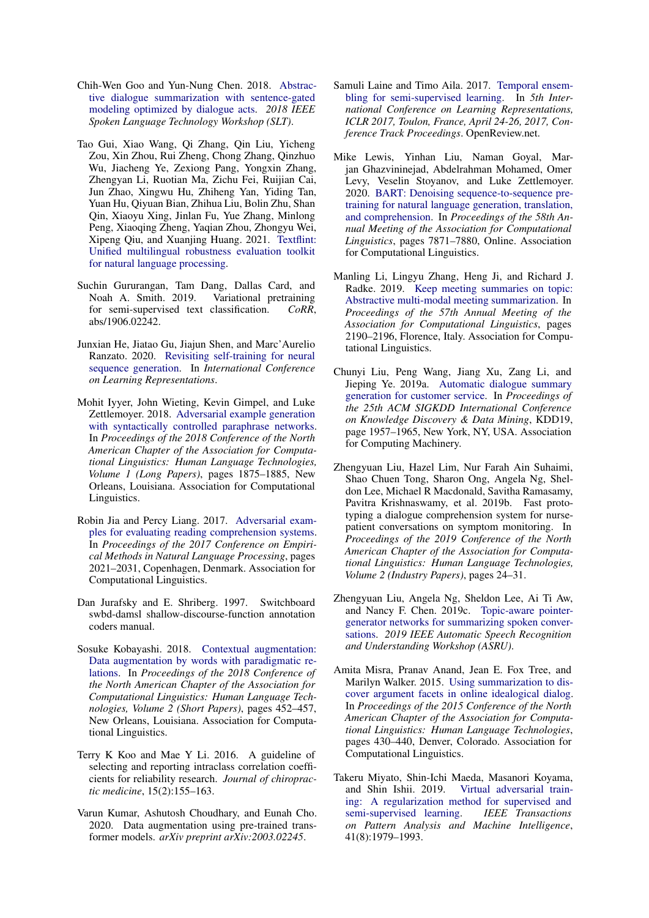Chih-Wen Goo and Yun-Nung Chen. 2018. Abstractive dialogue summarization with sentence-gated modeling optimized by dialogue acts. *2018 IEEE Spoken Language Technology Workshop (SLT)*.

Tao Gui, Xiao Wang, Qi Zhang, Qin Liu, Yicheng Zou, Xin Zhou, Rui Zheng, Chong Zhang, Qinzhuo Wu, Jiacheng Ye, Zexiong Pang, Yongxin Zhang, Zhengyan Li, Ruotian Ma, Zichu Fei, Ruijian Cai, Jun Zhao, Xingwu Hu, Zhiheng Yan, Yiding Tan, Yuan Hu, Qiyuan Bian, Zhihua Liu, Bolin Zhu, Shan Qin, Xiaoyu Xing, Jinlan Fu, Yue Zhang, Minlong Peng, Xiaoqing Zheng, Yaqian Zhou, Zhongyu Wei, Xipeng Qiu, and Xuanjing Huang. 2021. Textflint: Unified multilingual robustness evaluation toolkit for natural language processing.

Suchin Gururangan, Tam Dang, Dallas Card, and Noah A. Smith. 2019. Variational pretraining for semi-supervised text classification. *CoRR*, abs/1906.02242.

Junxian He, Jiatao Gu, Jiajun Shen, and Marc'Aurelio Ranzato. 2020. Revisiting self-training for neural sequence generation. In *International Conference on Learning Representations*.

Mohit Iyyer, John Wieting, Kevin Gimpel, and Luke Zettlemoyer. 2018. Adversarial example generation with syntactically controlled paraphrase networks. In *Proceedings of the 2018 Conference of the North American Chapter of the Association for Computational Linguistics: Human Language Technologies, Volume 1 (Long Papers)*, pages 1875–1885, New Orleans, Louisiana. Association for Computational Linguistics.

Robin Jia and Percy Liang. 2017. Adversarial examples for evaluating reading comprehension systems. In *Proceedings of the 2017 Conference on Empirical Methods in Natural Language Processing*, pages 2021–2031, Copenhagen, Denmark. Association for Computational Linguistics.

Dan Jurafsky and E. Shriberg. 1997. Switchboard swbd-damsl shallow-discourse-function annotation coders manual.

Sosuke Kobayashi. 2018. Contextual augmentation: Data augmentation by words with paradigmatic relations. In *Proceedings of the 2018 Conference of the North American Chapter of the Association for Computational Linguistics: Human Language Technologies, Volume 2 (Short Papers)*, pages 452–457, New Orleans, Louisiana. Association for Computational Linguistics.

Terry K Koo and Mae Y Li. 2016. A guideline of selecting and reporting intraclass correlation coefficients for reliability research. *Journal of chiropractic medicine*, 15(2):155–163.

Varun Kumar, Ashutosh Choudhary, and Eunah Cho. 2020. Data augmentation using pre-trained transformer models. *arXiv preprint arXiv:2003.02245*.

Samuli Laine and Timo Aila. 2017. Temporal ensembling for semi-supervised learning. In *5th International Conference on Learning Representations, ICLR 2017, Toulon, France, April 24-26, 2017, Conference Track Proceedings*. OpenReview.net.

Mike Lewis, Yinhan Liu, Naman Goyal, Marjan Ghazvininejad, Abdelrahman Mohamed, Omer Levy, Veselin Stoyanov, and Luke Zettlemoyer. 2020. BART: Denoising sequence-to-sequence pre-training for natural language generation, translation, and comprehension. In *Proceedings of the 58th Annual Meeting of the Association for Computational Linguistics*, pages 7871–7880, Online. Association for Computational Linguistics.

Manling Li, Lingyu Zhang, Heng Ji, and Richard J. Radke. 2019. Keep meeting summaries on topic: Abstractive multi-modal meeting summarization. In *Proceedings of the 57th Annual Meeting of the Association for Computational Linguistics*, pages 2190–2196, Florence, Italy. Association for Computational Linguistics.

Chunyi Liu, Peng Wang, Jiang Xu, Zang Li, and Jieping Ye. 2019a. Automatic dialogue summary generation for customer service. In *Proceedings of the 25th ACM SIGKDD International Conference on Knowledge Discovery & Data Mining*, KDD19, page 1957–1965, New York, NY, USA. Association for Computing Machinery.

Zhengyuan Liu, Hazel Lim, Nur Farah Ain Suhaimi, Shao Chuen Tong, Sharon Ong, Angela Ng, Sheldon Lee, Michael R Macdonald, Savitha Ramasamy, Pavitra Krishnaswamy, et al. 2019b. Fast prototyping a dialogue comprehension system for nurse-patient conversations on symptom monitoring. In *Proceedings of the 2019 Conference of the North American Chapter of the Association for Computational Linguistics: Human Language Technologies, Volume 2 (Industry Papers)*, pages 24–31.

Zhengyuan Liu, Angela Ng, Sheldon Lee, Ai Ti Aw, and Nancy F. Chen. 2019c. Topic-aware pointer-generator networks for summarizing spoken conversations. *2019 IEEE Automatic Speech Recognition and Understanding Workshop (ASRU)*.

Amita Misra, Pranav Anand, Jean E. Fox Tree, and Marilyn Walker. 2015. Using summarization to discover argument facets in online idealogical dialog. In *Proceedings of the 2015 Conference of the North American Chapter of the Association for Computational Linguistics: Human Language Technologies*, pages 430–440, Denver, Colorado. Association for Computational Linguistics.

Takeru Miyato, Shin-Ichi Maeda, Masanori Koyama, and Shin Ishii. 2019. Virtual adversarial training: A regularization method for supervised and semi-supervised learning. *IEEE Transactions on Pattern Analysis and Machine Intelligence*, 41(8):1979–1993.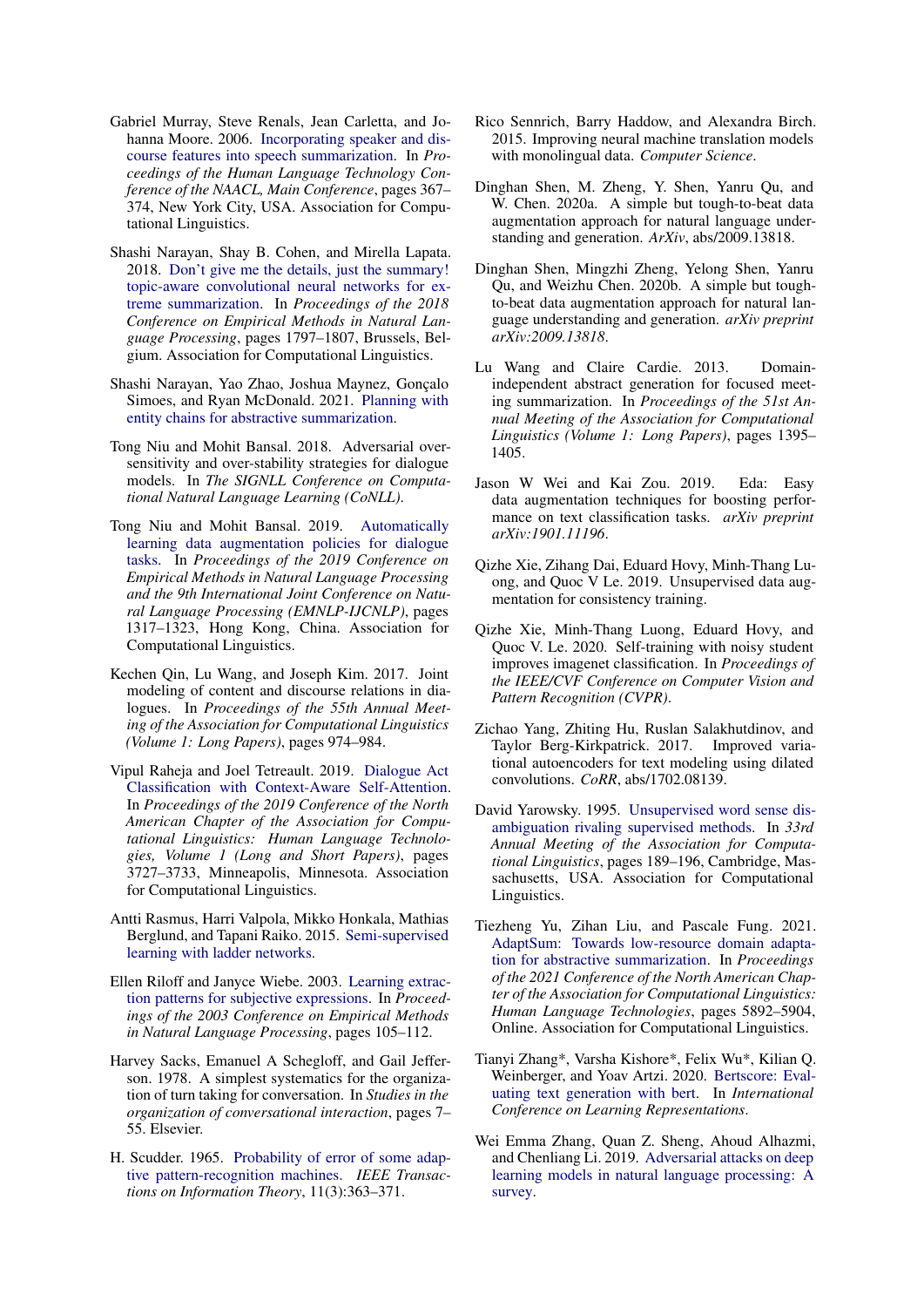Gabriel Murray, Steve Renals, Jean Carletta, and Johanna Moore. 2006. Incorporating speaker and discourse features into speech summarization. In *Proceedings of the Human Language Technology Conference of the NAACL, Main Conference*, pages 367–374, New York City, USA. Association for Computational Linguistics.

Shashi Narayan, Shay B. Cohen, and Mirella Lapata. 2018. Don't give me the details, just the summary! topic-aware convolutional neural networks for extreme summarization. In *Proceedings of the 2018 Conference on Empirical Methods in Natural Language Processing*, pages 1797–1807, Brussels, Belgium. Association for Computational Linguistics.

Shashi Narayan, Yao Zhao, Joshua Maynez, Gonçalo Simoes, and Ryan McDonald. 2021. Planning with entity chains for abstractive summarization.

Tong Niu and Mohit Bansal. 2018. Adversarial oversensitivity and over-stability strategies for dialogue models. In *The SIGNLL Conference on Computational Natural Language Learning (CoNLL)*.

Tong Niu and Mohit Bansal. 2019. Automatically learning data augmentation policies for dialogue tasks. In *Proceedings of the 2019 Conference on Empirical Methods in Natural Language Processing and the 9th International Joint Conference on Natural Language Processing (EMNLP-IJCNLP)*, pages 1317–1323, Hong Kong, China. Association for Computational Linguistics.

Kechen Qin, Lu Wang, and Joseph Kim. 2017. Joint modeling of content and discourse relations in dialogues. In *Proceedings of the 55th Annual Meeting of the Association for Computational Linguistics (Volume 1: Long Papers)*, pages 974–984.

Vipul Raheja and Joel Tetreault. 2019. Dialogue Act Classification with Context-Aware Self-Attention. In *Proceedings of the 2019 Conference of the North American Chapter of the Association for Computational Linguistics: Human Language Technologies, Volume 1 (Long and Short Papers)*, pages 3727–3733, Minneapolis, Minnesota. Association for Computational Linguistics.

Antti Rasmus, Harri Valpola, Mikko Honkala, Mathias Berglund, and Tapani Raiko. 2015. Semi-supervised learning with ladder networks.

Ellen Riloff and Janyce Wiebe. 2003. Learning extraction patterns for subjective expressions. In *Proceedings of the 2003 Conference on Empirical Methods in Natural Language Processing*, pages 105–112.

Harvey Sacks, Emanuel A Schegloff, and Gail Jefferson. 1978. A simplest systematics for the organization of turn taking for conversation. In *Studies in the organization of conversational interaction*, pages 7–55. Elsevier.

H. Scudder. 1965. Probability of error of some adaptive pattern-recognition machines. *IEEE Transactions on Information Theory*, 11(3):363–371.

Rico Sennrich, Barry Haddow, and Alexandra Birch. 2015. Improving neural machine translation models with monolingual data. *Computer Science*.

Dinghan Shen, M. Zheng, Y. Shen, Yanru Qu, and W. Chen. 2020a. A simple but tough-to-beat data augmentation approach for natural language understanding and generation. *ArXiv*, abs/2009.13818.

Dinghan Shen, Mingzhi Zheng, Yelong Shen, Yanru Qu, and Weizhu Chen. 2020b. A simple but tough-to-beat data augmentation approach for natural language understanding and generation. *arXiv preprint arXiv:2009.13818*.

Lu Wang and Claire Cardie. 2013. Domain-independent abstract generation for focused meeting summarization. In *Proceedings of the 51st Annual Meeting of the Association for Computational Linguistics (Volume 1: Long Papers)*, pages 1395–1405.

Jason W Wei and Kai Zou. 2019. Eda: Easy data augmentation techniques for boosting performance on text classification tasks. *arXiv preprint arXiv:1901.11196*.

Qizhe Xie, Zihang Dai, Eduard Hovy, Minh-Thang Luong, and Quoc V Le. 2019. Unsupervised data augmentation for consistency training.

Qizhe Xie, Minh-Thang Luong, Eduard Hovy, and Quoc V. Le. 2020. Self-training with noisy student improves imagenet classification. In *Proceedings of the IEEE/CVF Conference on Computer Vision and Pattern Recognition (CVPR)*.

Zichao Yang, Zhiting Hu, Ruslan Salakhutdinov, and Taylor Berg-Kirkpatrick. 2017. Improved variational autoencoders for text modeling using dilated convolutions. *CoRR*, abs/1702.08139.

David Yarowsky. 1995. Unsupervised word sense disambiguation rivaling supervised methods. In *33rd Annual Meeting of the Association for Computational Linguistics*, pages 189–196, Cambridge, Massachusetts, USA. Association for Computational Linguistics.

Tiezheng Yu, Zihan Liu, and Pascale Fung. 2021. AdaptSum: Towards low-resource domain adaptation for abstractive summarization. In *Proceedings of the 2021 Conference of the North American Chapter of the Association for Computational Linguistics: Human Language Technologies*, pages 5892–5904, Online. Association for Computational Linguistics.

Tianyi Zhang*, Varsha Kishore*, Felix Wu*, Kilian Q. Weinberger, and Yoav Artzi. 2020. Bertscore: Evaluating text generation with bert. In *International Conference on Learning Representations*.

Wei Emma Zhang, Quan Z. Sheng, Ahoud Alhazmi, and Chenliang Li. 2019. Adversarial attacks on deep learning models in natural language processing: A survey.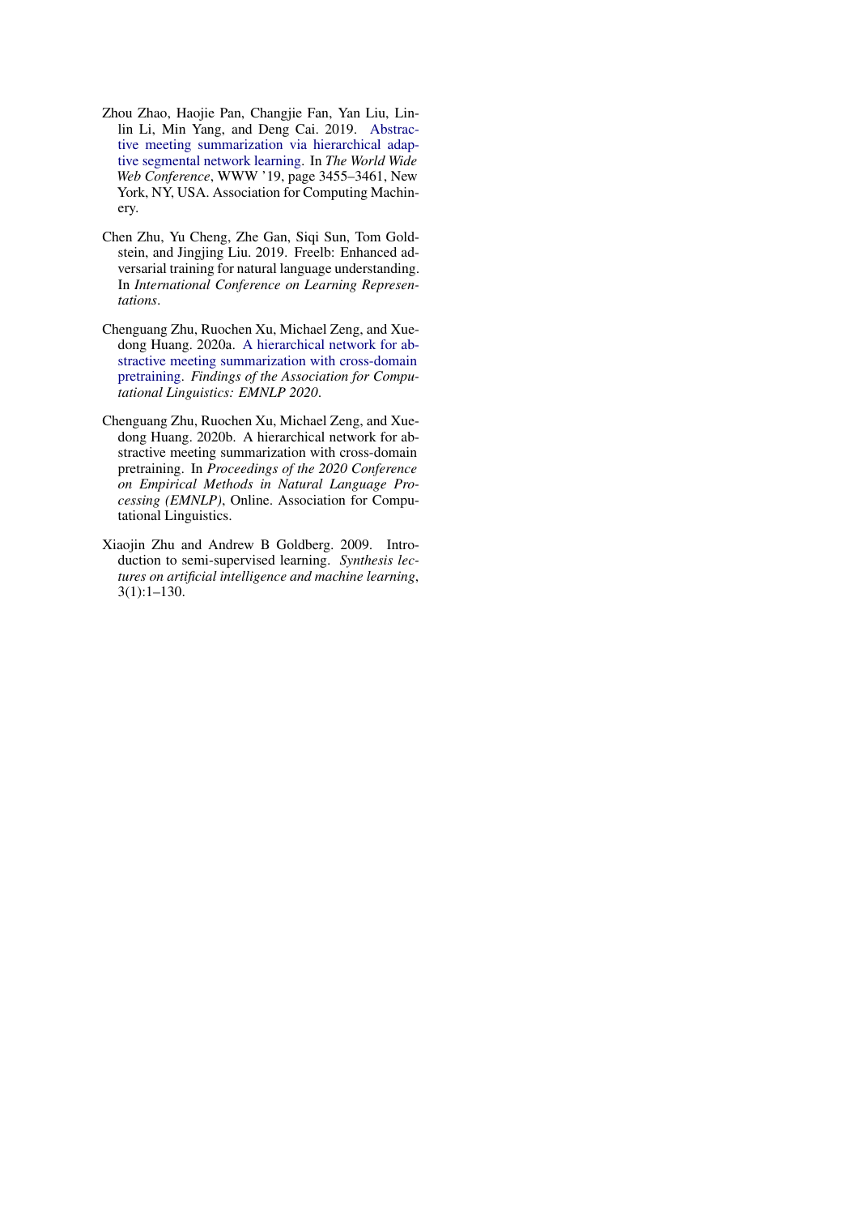Zhou Zhao, Haojie Pan, Changjie Fan, Yan Liu, Linlin Li, Min Yang, and Deng Cai. 2019. Abstractive meeting summarization via hierarchical adaptive segmental network learning. In *The World Wide Web Conference*, WWW '19, page 3455–3461, New York, NY, USA. Association for Computing Machinery.

Chen Zhu, Yu Cheng, Zhe Gan, Siqi Sun, Tom Goldstein, and Jingjing Liu. 2019. Freelb: Enhanced adversarial training for natural language understanding. In *International Conference on Learning Representations*.

Chenguang Zhu, Ruochen Xu, Michael Zeng, and Xuedong Huang. 2020a. A hierarchical network for abstractive meeting summarization with cross-domain pretraining. *Findings of the Association for Computational Linguistics: EMNLP 2020*.

Chenguang Zhu, Ruochen Xu, Michael Zeng, and Xuedong Huang. 2020b. A hierarchical network for abstractive meeting summarization with cross-domain pretraining. In *Proceedings of the 2020 Conference on Empirical Methods in Natural Language Processing (EMNLP)*, Online. Association for Computational Linguistics.

Xiaojin Zhu and Andrew B Goldberg. 2009. Introduction to semi-supervised learning. *Synthesis lectures on artificial intelligence and machine learning*, 3(1):1–130.